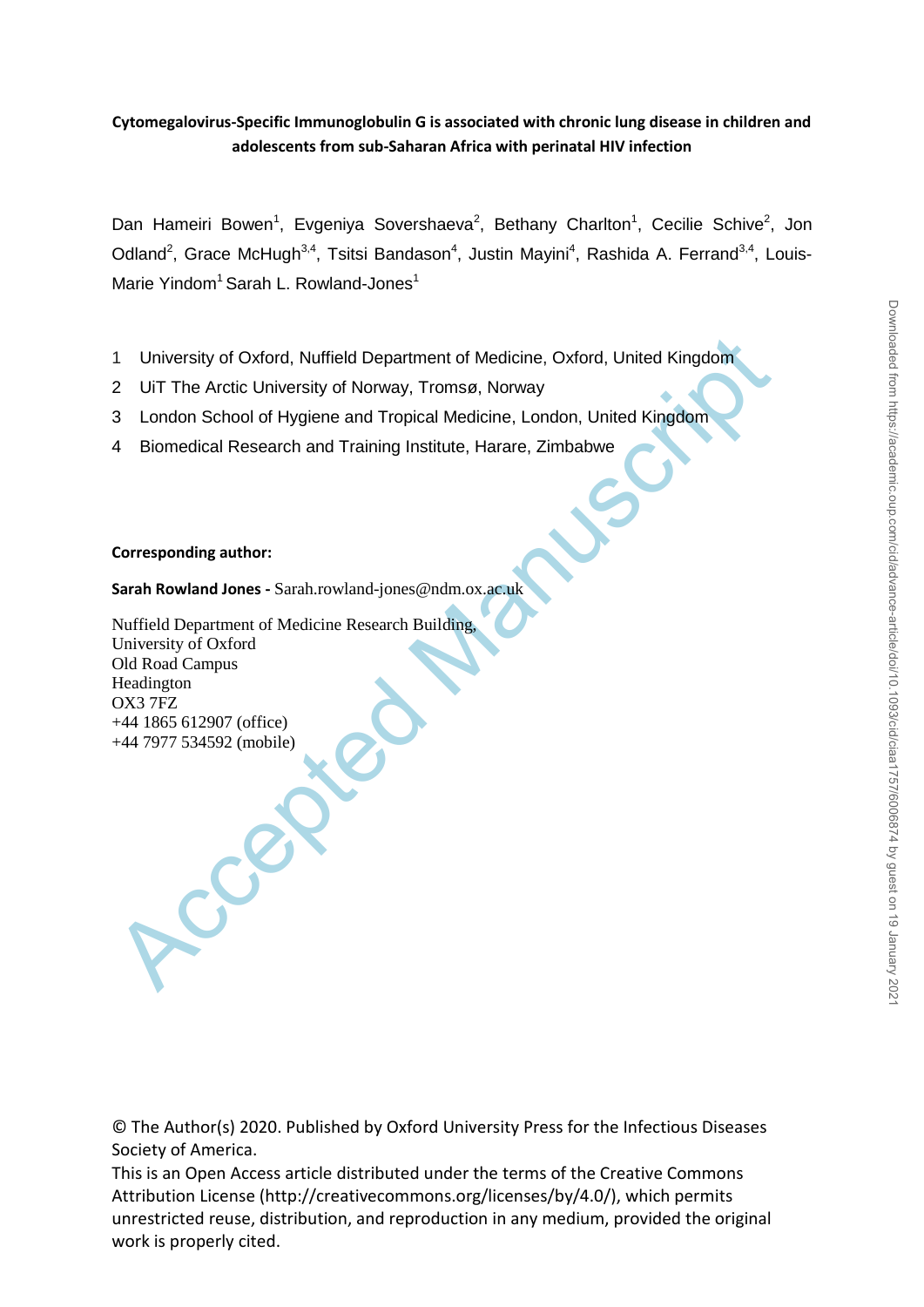**Cytomegalovirus-Specific Immunoglobulin G is associated with chronic lung disease in children and adolescents from sub-Saharan Africa with perinatal HIV infection**

Dan Hameiri Bowen[1], Evgeniya Sovershaeva[2], Bethany Charlton[1], Cecilie Schive[2], Jon Odland[2], Grace McHugh[3,4], Tsitsi Bandason[4], Justin Mayini[4], Rashida A. Ferrand[3,4], Louis-Marie Yindom[1] Sarah L. Rowland-Jones[1]

1. University of Oxford, Nuffield Department of Medicine, Oxford, United Kingdom
2. UiT The Arctic University of Norway, Tromsø, Norway
3. London School of Hygiene and Tropical Medicine, London, United Kingdom
4. Biomedical Research and Training Institute, Harare, Zimbabwe

**Corresponding author:**

**Sarah Rowland Jones -** Sarah.rowland-jones@ndm.ox.ac.uk

Nuffield Department of Medicine Research Building,
University of Oxford
Old Road Campus
Headington
OX3 7FZ
+44 1865 612907 (office)
+44 7977 534592 (mobile)

© The Author(s) 2020. Published by Oxford University Press for the Infectious Diseases Society of America.
This is an Open Access article distributed under the terms of the Creative Commons Attribution License (http://creativecommons.org/licenses/by/4.0/), which permits unrestricted reuse, distribution, and reproduction in any medium, provided the original work is properly cited.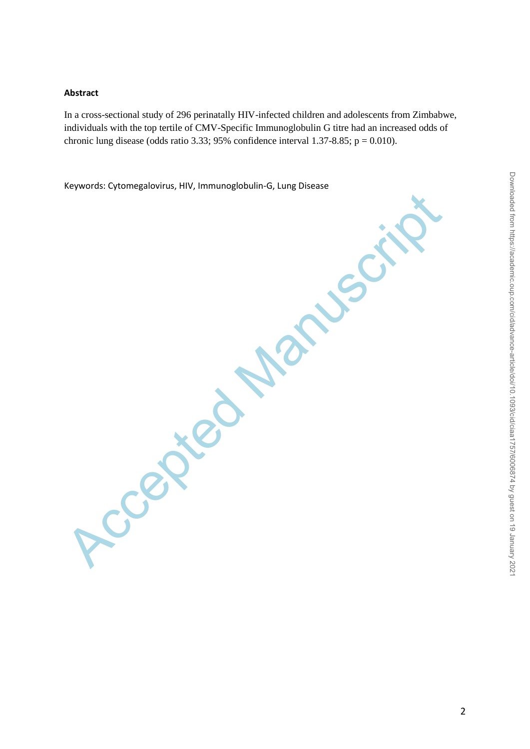**Abstract**

In a cross-sectional study of 296 perinatally HIV-infected children and adolescents from Zimbabwe, individuals with the top tertile of CMV-Specific Immunoglobulin G titre had an increased odds of chronic lung disease (odds ratio 3.33; 95% confidence interval 1.37-8.85; $p = 0.010$).

Keywords: Cytomegalovirus, HIV, Immunoglobulin-G, Lung Disease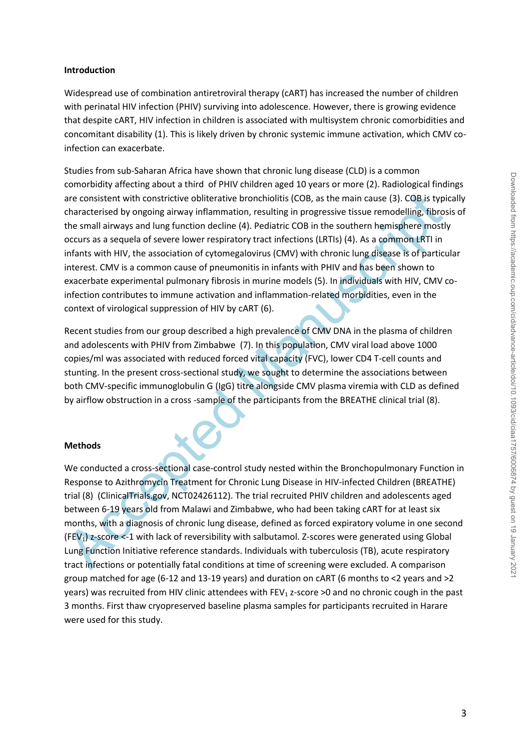**Introduction**

Widespread use of combination antiretroviral therapy (cART) has increased the number of children with perinatal HIV infection (PHIV) surviving into adolescence. However, there is growing evidence that despite cART, HIV infection in children is associated with multisystem chronic comorbidities and concomitant disability (1). This is likely driven by chronic systemic immune activation, which CMV co-infection can exacerbate.

Studies from sub-Saharan Africa have shown that chronic lung disease (CLD) is a common comorbidity affecting about a third of PHIV children aged 10 years or more (2). Radiological findings are consistent with constrictive obliterative bronchiolitis (COB, as the main cause (3). COB is typically characterised by ongoing airway inflammation, resulting in progressive tissue remodelling, fibrosis of the small airways and lung function decline (4). Pediatric COB in the southern hemisphere mostly occurs as a sequela of severe lower respiratory tract infections (LRTIs) (4). As a common LRTI in infants with HIV, the association of cytomegalovirus (CMV) with chronic lung disease is of particular interest. CMV is a common cause of pneumonitis in infants with PHIV and has been shown to exacerbate experimental pulmonary fibrosis in murine models (5). In individuals with HIV, CMV co-infection contributes to immune activation and inflammation-related morbidities, even in the context of virological suppression of HIV by cART (6).

Recent studies from our group described a high prevalence of CMV DNA in the plasma of children and adolescents with PHIV from Zimbabwe (7). In this population, CMV viral load above 1000 copies/ml was associated with reduced forced vital capacity (FVC), lower CD4 T-cell counts and stunting. In the present cross-sectional study, we sought to determine the associations between both CMV-specific immunoglobulin G (IgG) titre alongside CMV plasma viremia with CLD as defined by airflow obstruction in a cross -sample of the participants from the BREATHE clinical trial (8).

**Methods**

We conducted a cross-sectional case-control study nested within the Bronchopulmonary Function in Response to Azithromycin Treatment for Chronic Lung Disease in HIV-infected Children (BREATHE) trial (8) (ClinicalTrials.gov, NCT02426112). The trial recruited PHIV children and adolescents aged between 6-19 years old from Malawi and Zimbabwe, who had been taking cART for at least six months, with a diagnosis of chronic lung disease, defined as forced expiratory volume in one second ($FEV_1$) z-score <-1 with lack of reversibility with salbutamol. Z-scores were generated using Global Lung Function Initiative reference standards. Individuals with tuberculosis (TB), acute respiratory tract infections or potentially fatal conditions at time of screening were excluded. A comparison group matched for age (6-12 and 13-19 years) and duration on cART (6 months to <2 years and >2 years) was recruited from HIV clinic attendees with $FEV_1$ z-score >0 and no chronic cough in the past 3 months. First thaw cryopreserved baseline plasma samples for participants recruited in Harare were used for this study.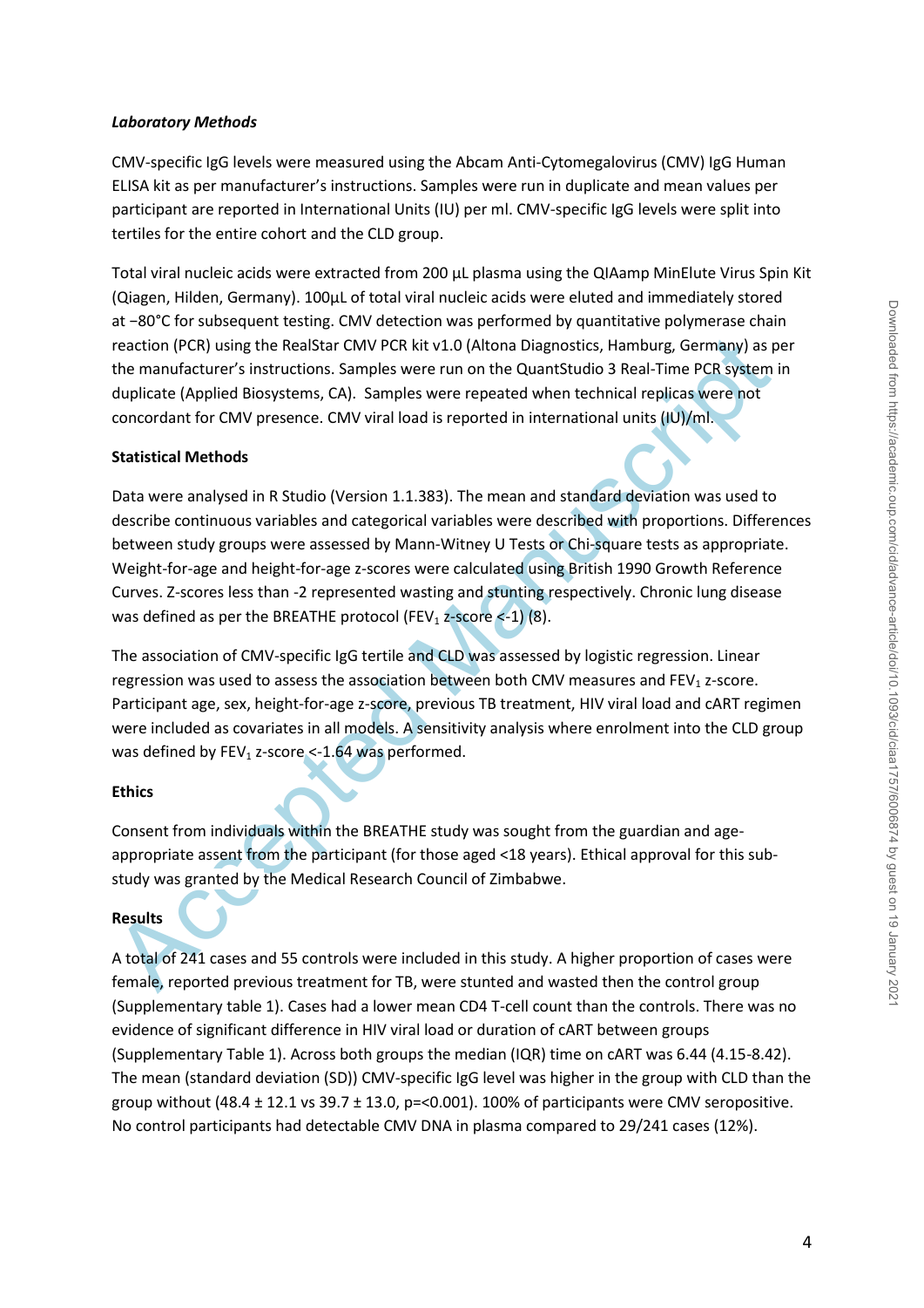***Laboratory Methods***

CMV-specific IgG levels were measured using the Abcam Anti-Cytomegalovirus (CMV) IgG Human ELISA kit as per manufacturer's instructions. Samples were run in duplicate and mean values per participant are reported in International Units (IU) per ml. CMV-specific IgG levels were split into tertiles for the entire cohort and the CLD group.

Total viral nucleic acids were extracted from 200 µL plasma using the QIAamp MinElute Virus Spin Kit (Qiagen, Hilden, Germany). 100µL of total viral nucleic acids were eluted and immediately stored at −80°C for subsequent testing. CMV detection was performed by quantitative polymerase chain reaction (PCR) using the RealStar CMV PCR kit v1.0 (Altona Diagnostics, Hamburg, Germany) as per the manufacturer's instructions. Samples were run on the QuantStudio 3 Real-Time PCR system in duplicate (Applied Biosystems, CA). Samples were repeated when technical replicas were not concordant for CMV presence. CMV viral load is reported in international units (IU)/ml.

**Statistical Methods**

Data were analysed in R Studio (Version 1.1.383). The mean and standard deviation was used to describe continuous variables and categorical variables were described with proportions. Differences between study groups were assessed by Mann-Witney U Tests or Chi-square tests as appropriate. Weight-for-age and height-for-age z-scores were calculated using British 1990 Growth Reference Curves. Z-scores less than -2 represented wasting and stunting respectively. Chronic lung disease was defined as per the BREATHE protocol ($FEV_1$ z-score <-1) (8).

The association of CMV-specific IgG tertile and CLD was assessed by logistic regression. Linear regression was used to assess the association between both CMV measures and $FEV_1$ z-score. Participant age, sex, height-for-age z-score, previous TB treatment, HIV viral load and cART regimen were included as covariates in all models. A sensitivity analysis where enrolment into the CLD group was defined by $FEV_1$ z-score <-1.64 was performed.

**Ethics**

Consent from individuals within the BREATHE study was sought from the guardian and age-appropriate assent from the participant (for those aged <18 years). Ethical approval for this sub-study was granted by the Medical Research Council of Zimbabwe.

**Results**

A total of 241 cases and 55 controls were included in this study. A higher proportion of cases were female, reported previous treatment for TB, were stunted and wasted then the control group (Supplementary table 1). Cases had a lower mean CD4 T-cell count than the controls. There was no evidence of significant difference in HIV viral load or duration of cART between groups (Supplementary Table 1). Across both groups the median (IQR) time on cART was 6.44 (4.15-8.42). The mean (standard deviation (SD)) CMV-specific IgG level was higher in the group with CLD than the group without (48.4 ± 12.1 vs 39.7 ± 13.0, p=<0.001). 100% of participants were CMV seropositive. No control participants had detectable CMV DNA in plasma compared to 29/241 cases (12%).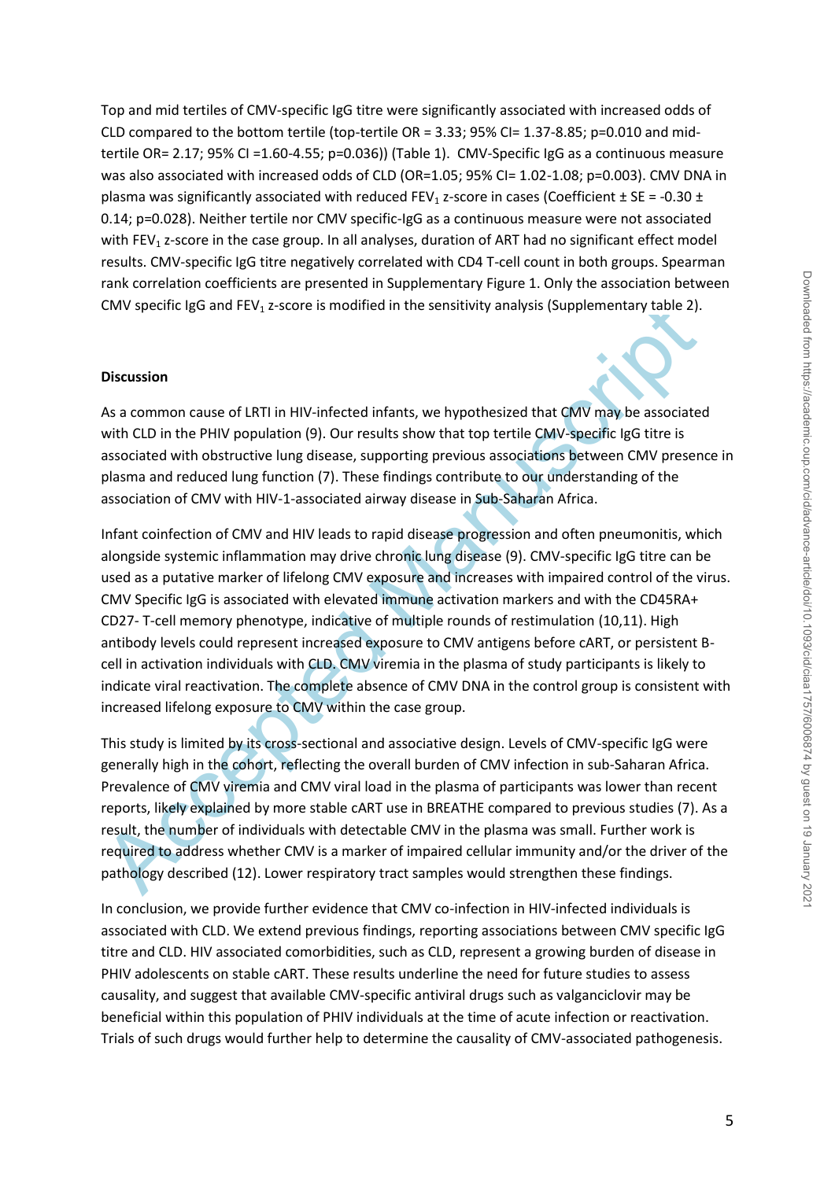Top and mid tertiles of CMV-specific IgG titre were significantly associated with increased odds of CLD compared to the bottom tertile (top-tertile OR = 3.33; 95% CI= 1.37-8.85; p=0.010 and mid-tertile OR= 2.17; 95% CI =1.60-4.55; p=0.036)) (Table 1). CMV-Specific IgG as a continuous measure was also associated with increased odds of CLD (OR=1.05; 95% CI= 1.02-1.08; p=0.003). CMV DNA in plasma was significantly associated with reduced $FEV_1$ z-score in cases (Coefficient ± SE = -0.30 ± 0.14; p=0.028). Neither tertile nor CMV specific-IgG as a continuous measure were not associated with $FEV_1$ z-score in the case group. In all analyses, duration of ART had no significant effect model results. CMV-specific IgG titre negatively correlated with CD4 T-cell count in both groups. Spearman rank correlation coefficients are presented in Supplementary Figure 1. Only the association between CMV specific IgG and $FEV_1$ z-score is modified in the sensitivity analysis (Supplementary table 2).

**Discussion**

As a common cause of LRTI in HIV-infected infants, we hypothesized that CMV may be associated with CLD in the PHIV population (9). Our results show that top tertile CMV-specific IgG titre is associated with obstructive lung disease, supporting previous associations between CMV presence in plasma and reduced lung function (7). These findings contribute to our understanding of the association of CMV with HIV-1-associated airway disease in Sub-Saharan Africa.

Infant coinfection of CMV and HIV leads to rapid disease progression and often pneumonitis, which alongside systemic inflammation may drive chronic lung disease (9). CMV-specific IgG titre can be used as a putative marker of lifelong CMV exposure and increases with impaired control of the virus. CMV Specific IgG is associated with elevated immune activation markers and with the CD45RA+ CD27- T-cell memory phenotype, indicative of multiple rounds of restimulation (10,11). High antibody levels could represent increased exposure to CMV antigens before cART, or persistent B-cell in activation individuals with CLD. CMV viremia in the plasma of study participants is likely to indicate viral reactivation. The complete absence of CMV DNA in the control group is consistent with increased lifelong exposure to CMV within the case group.

This study is limited by its cross-sectional and associative design. Levels of CMV-specific IgG were generally high in the cohort, reflecting the overall burden of CMV infection in sub-Saharan Africa. Prevalence of CMV viremia and CMV viral load in the plasma of participants was lower than recent reports, likely explained by more stable cART use in BREATHE compared to previous studies (7). As a result, the number of individuals with detectable CMV in the plasma was small. Further work is required to address whether CMV is a marker of impaired cellular immunity and/or the driver of the pathology described (12). Lower respiratory tract samples would strengthen these findings.

In conclusion, we provide further evidence that CMV co-infection in HIV-infected individuals is associated with CLD. We extend previous findings, reporting associations between CMV specific IgG titre and CLD. HIV associated comorbidities, such as CLD, represent a growing burden of disease in PHIV adolescents on stable cART. These results underline the need for future studies to assess causality, and suggest that available CMV-specific antiviral drugs such as valganciclovir may be beneficial within this population of PHIV individuals at the time of acute infection or reactivation. Trials of such drugs would further help to determine the causality of CMV-associated pathogenesis.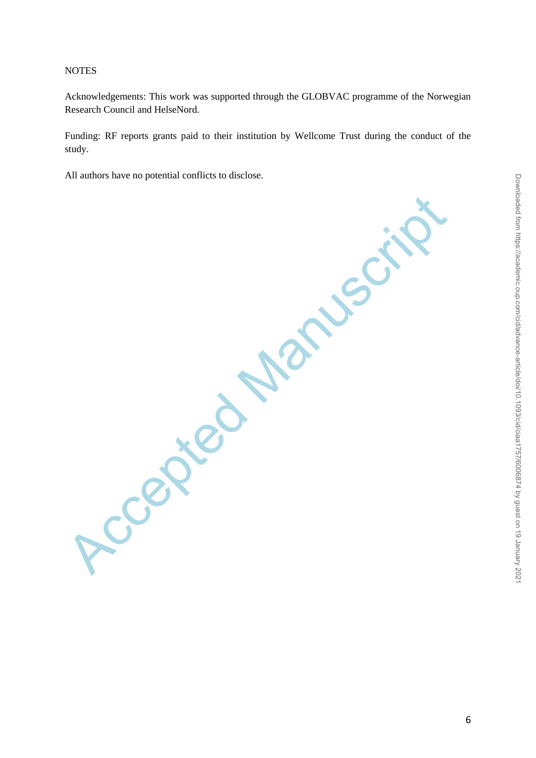NOTES

Acknowledgements: This work was supported through the GLOBVAC programme of the Norwegian Research Council and HelseNord.

Funding: RF reports grants paid to their institution by Wellcome Trust during the conduct of the study.

All authors have no potential conflicts to disclose.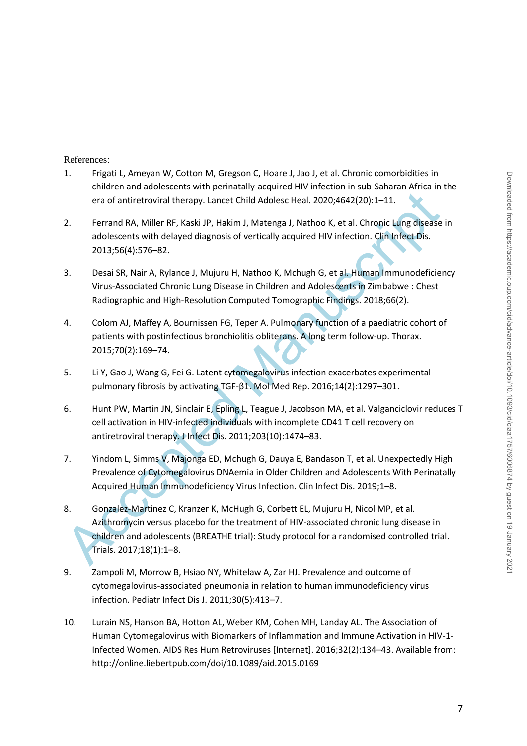References:

1. Frigati L, Ameyan W, Cotton M, Gregson C, Hoare J, Jao J, et al. Chronic comorbidities in children and adolescents with perinatally-acquired HIV infection in sub-Saharan Africa in the era of antiretroviral therapy. Lancet Child Adolesc Heal. 2020;4642(20):1–11.

2. Ferrand RA, Miller RF, Kaski JP, Hakim J, Matenga J, Nathoo K, et al. Chronic Lung disease in adolescents with delayed diagnosis of vertically acquired HIV infection. Clin Infect Dis. 2013;56(4):576–82.

3. Desai SR, Nair A, Rylance J, Mujuru H, Nathoo K, Mchugh G, et al. Human Immunodeficiency Virus-Associated Chronic Lung Disease in Children and Adolescents in Zimbabwe : Chest Radiographic and High-Resolution Computed Tomographic Findings. 2018;66(2).

4. Colom AJ, Maffey A, Bournissen FG, Teper A. Pulmonary function of a paediatric cohort of patients with postinfectious bronchiolitis obliterans. A long term follow-up. Thorax. 2015;70(2):169–74.

5. Li Y, Gao J, Wang G, Fei G. Latent cytomegalovirus infection exacerbates experimental pulmonary fibrosis by activating TGF-β1. Mol Med Rep. 2016;14(2):1297–301.

6. Hunt PW, Martin JN, Sinclair E, Epling L, Teague J, Jacobson MA, et al. Valganciclovir reduces T cell activation in HIV-infected individuals with incomplete CD41 T cell recovery on antiretroviral therapy. J Infect Dis. 2011;203(10):1474–83.

7. Yindom L, Simms V, Majonga ED, Mchugh G, Dauya E, Bandason T, et al. Unexpectedly High Prevalence of Cytomegalovirus DNAemia in Older Children and Adolescents With Perinatally Acquired Human Immunodeficiency Virus Infection. Clin Infect Dis. 2019;1–8.

8. Gonzalez-Martinez C, Kranzer K, McHugh G, Corbett EL, Mujuru H, Nicol MP, et al. Azithromycin versus placebo for the treatment of HIV-associated chronic lung disease in children and adolescents (BREATHE trial): Study protocol for a randomised controlled trial. Trials. 2017;18(1):1–8.

9. Zampoli M, Morrow B, Hsiao NY, Whitelaw A, Zar HJ. Prevalence and outcome of cytomegalovirus-associated pneumonia in relation to human immunodeficiency virus infection. Pediatr Infect Dis J. 2011;30(5):413–7.

10. Lurain NS, Hanson BA, Hotton AL, Weber KM, Cohen MH, Landay AL. The Association of Human Cytomegalovirus with Biomarkers of Inflammation and Immune Activation in HIV-1-Infected Women. AIDS Res Hum Retroviruses [Internet]. 2016;32(2):134–43. Available from: http://online.liebertpub.com/doi/10.1089/aid.2015.0169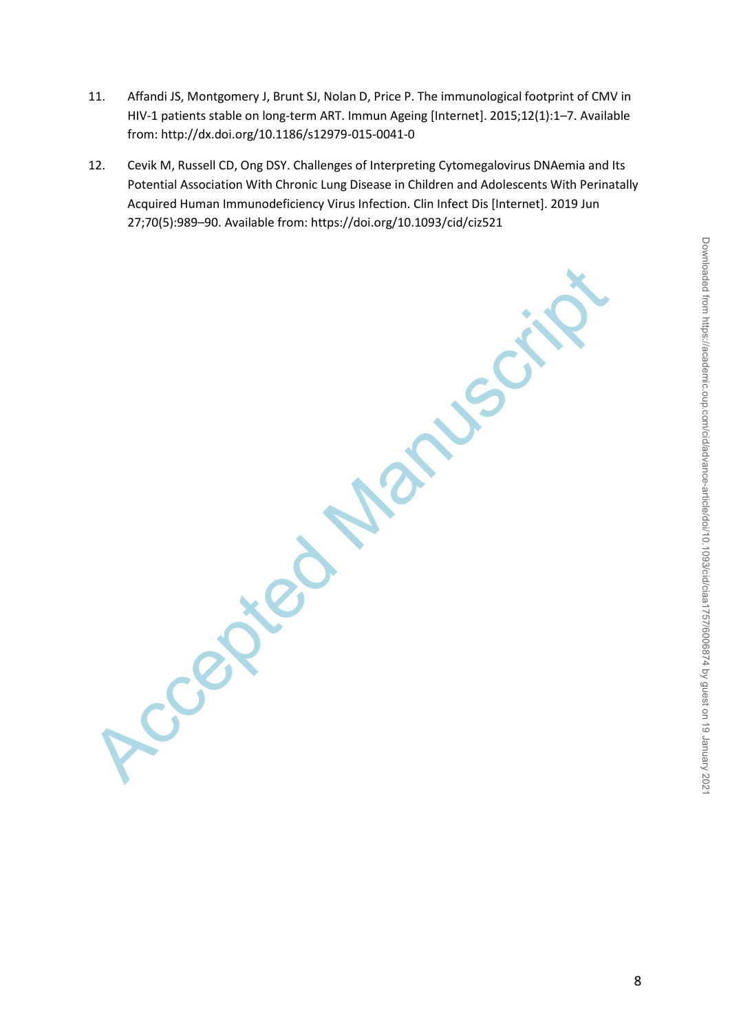11. Affandi JS, Montgomery J, Brunt SJ, Nolan D, Price P. The immunological footprint of CMV in HIV-1 patients stable on long-term ART. Immun Ageing [Internet]. 2015;12(1):1–7. Available from: http://dx.doi.org/10.1186/s12979-015-0041-0

12. Cevik M, Russell CD, Ong DSY. Challenges of Interpreting Cytomegalovirus DNAemia and Its Potential Association With Chronic Lung Disease in Children and Adolescents With Perinatally Acquired Human Immunodeficiency Virus Infection. Clin Infect Dis [Internet]. 2019 Jun 27;70(5):989–90. Available from: https://doi.org/10.1093/cid/ciz521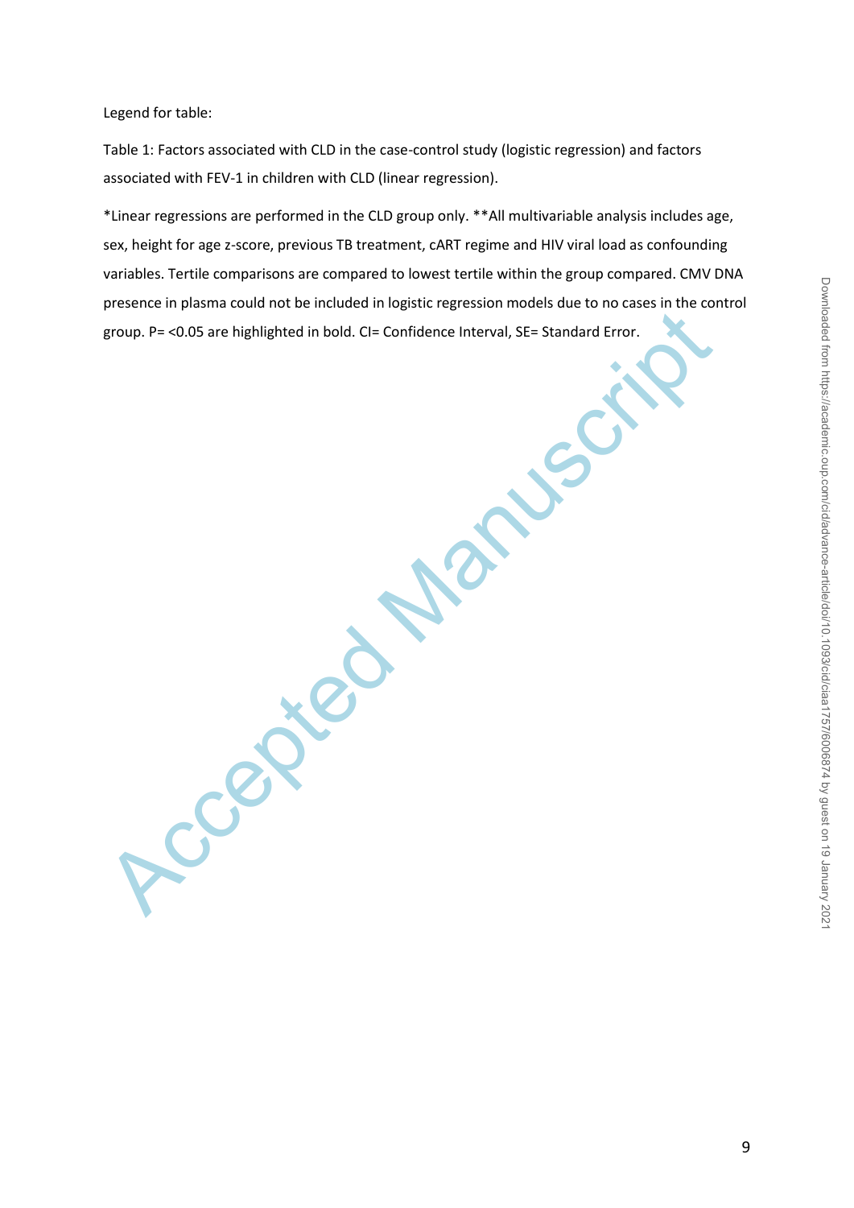Legend for table:

Table 1: Factors associated with CLD in the case-control study (logistic regression) and factors associated with FEV-1 in children with CLD (linear regression).

*Linear regressions are performed in the CLD group only. **All multivariable analysis includes age, sex, height for age z-score, previous TB treatment, cART regime and HIV viral load as confounding variables. Tertile comparisons are compared to lowest tertile within the group compared. CMV DNA presence in plasma could not be included in logistic regression models due to no cases in the control group. P= <0.05 are highlighted in bold. CI= Confidence Interval, SE= Standard Error.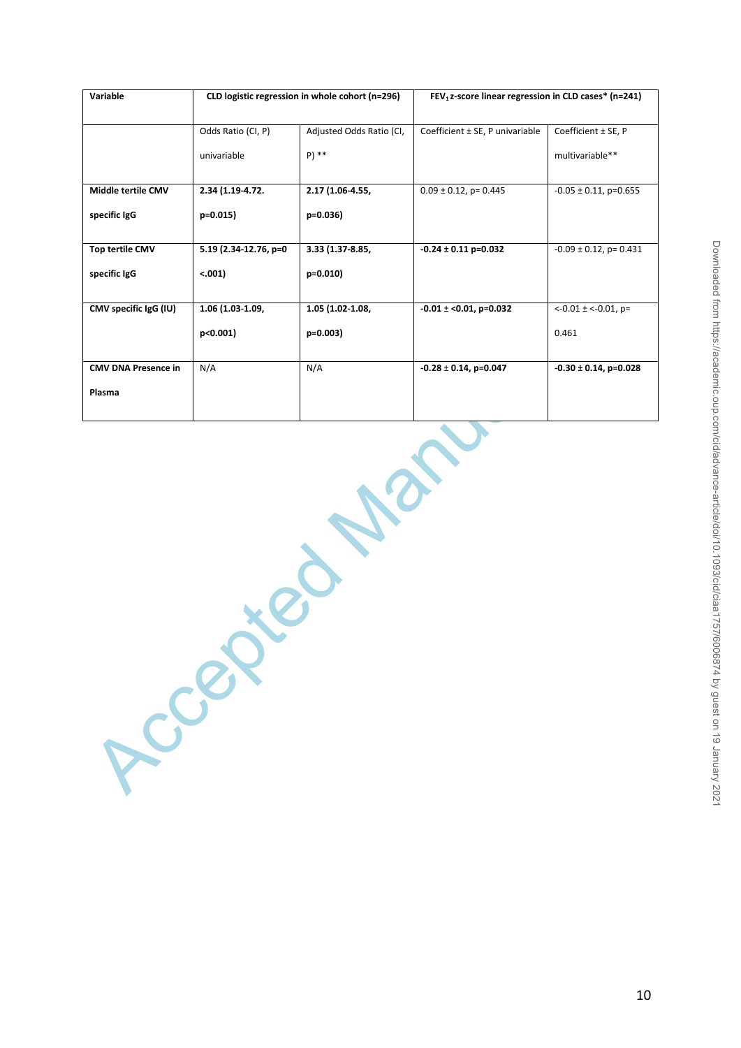| Variable | CLD logistic regression in whole cohort (n=296) | | $FEV_1$ z-score linear regression in CLD cases* (n=241) | |
|---|---|---|---|---|
| | Odds Ratio (CI, P) univariable | Adjusted Odds Ratio (CI, P) ** | Coefficient ± SE, P univariable | Coefficient ± SE, P multivariable** |
| **Middle tertile CMV specific IgG** | **2.34 (1.19-4.72. p=0.015)** | **2.17 (1.06-4.55, p=0.036)** | 0.09 ± 0.12, p= 0.445 | -0.05 ± 0.11, p=0.655 |
| **Top tertile CMV specific IgG** | **5.19 (2.34-12.76, p=0 <.001)** | **3.33 (1.37-8.85, p=0.010)** | **-0.24 ± 0.11 p=0.032** | -0.09 ± 0.12, p= 0.431 |
| **CMV specific IgG (IU)** | **1.06 (1.03-1.09, p<0.001)** | **1.05 (1.02-1.08, p=0.003)** | **-0.01 ± <0.01, p=0.032** | <-0.01 ± <-0.01, p= 0.461 |
| **CMV DNA Presence in Plasma** | N/A | N/A | **-0.28 ± 0.14, p=0.047** | **-0.30 ± 0.14, p=0.028** |